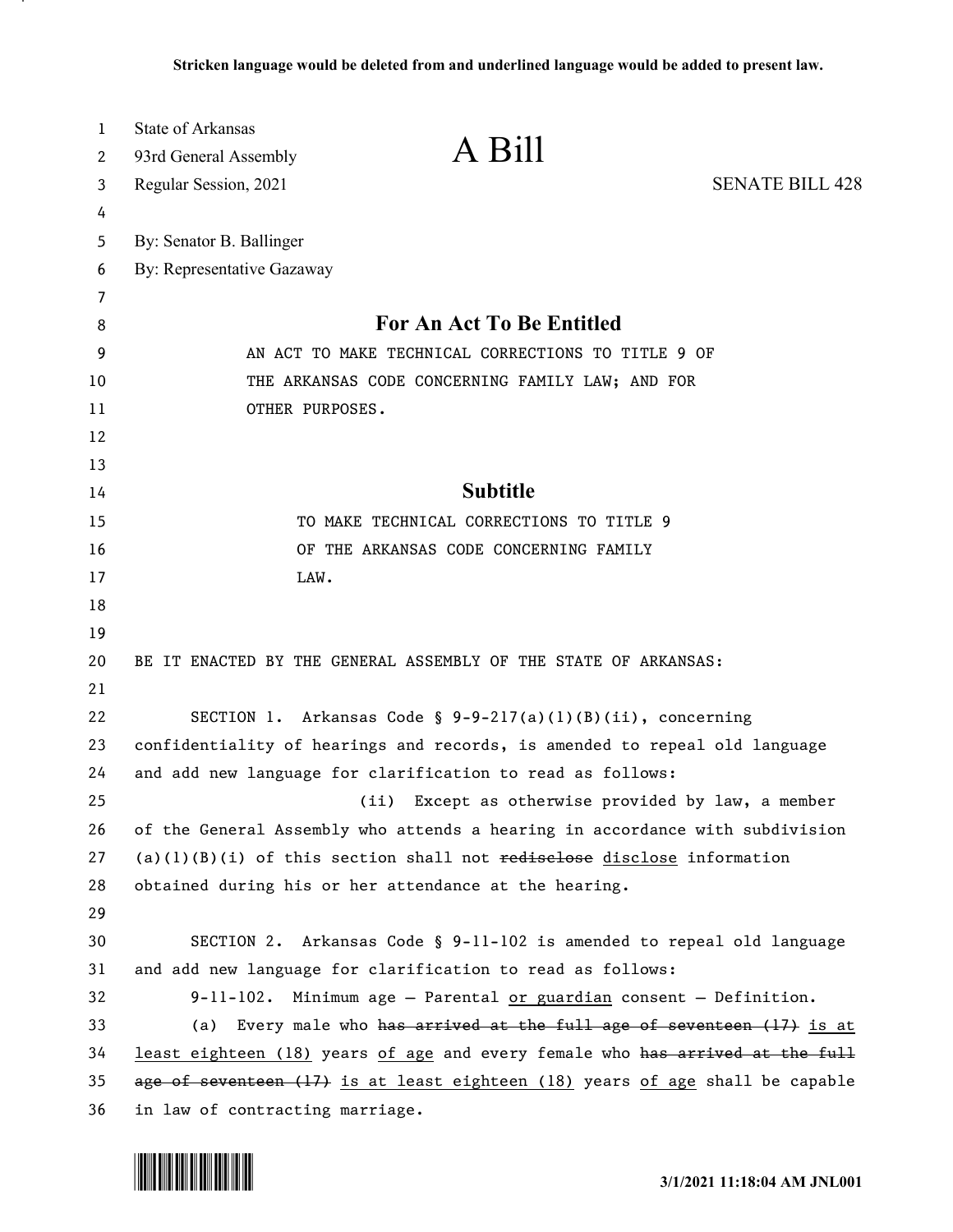**Stricken language would be deleted from and underlined language would be added to present law.**

State of Arkansas
93rd General Assembly
Regular Session, 2021

# A Bill

SENATE BILL 428

By: Senator B. Ballinger
By: Representative Gazaway

## For An Act To Be Entitled

AN ACT TO MAKE TECHNICAL CORRECTIONS TO TITLE 9 OF THE ARKANSAS CODE CONCERNING FAMILY LAW; AND FOR OTHER PURPOSES.

## Subtitle

TO MAKE TECHNICAL CORRECTIONS TO TITLE 9 OF THE ARKANSAS CODE CONCERNING FAMILY LAW.

BE IT ENACTED BY THE GENERAL ASSEMBLY OF THE STATE OF ARKANSAS:

SECTION 1. Arkansas Code § 9-9-217(a)(1)(B)(ii), concerning confidentiality of hearings and records, is amended to repeal old language and add new language for clarification to read as follows:

(ii) Except as otherwise provided by law, a member of the General Assembly who attends a hearing in accordance with subdivision (a)(1)(B)(i) of this section shall not ~~redisclose~~ <u>disclose</u> information obtained during his or her attendance at the hearing.

SECTION 2. Arkansas Code § 9-11-102 is amended to repeal old language and add new language for clarification to read as follows:

9-11-102. Minimum age — Parental <u>or guardian</u> consent — Definition.

(a) Every male who ~~has arrived at the full age of seventeen (17)~~ <u>is at least eighteen (18)</u> years <u>of age</u> and every female who ~~has arrived at the full age of seventeen (17)~~ <u>is at least eighteen (18)</u> years <u>of age</u> shall be capable in law of contracting marriage.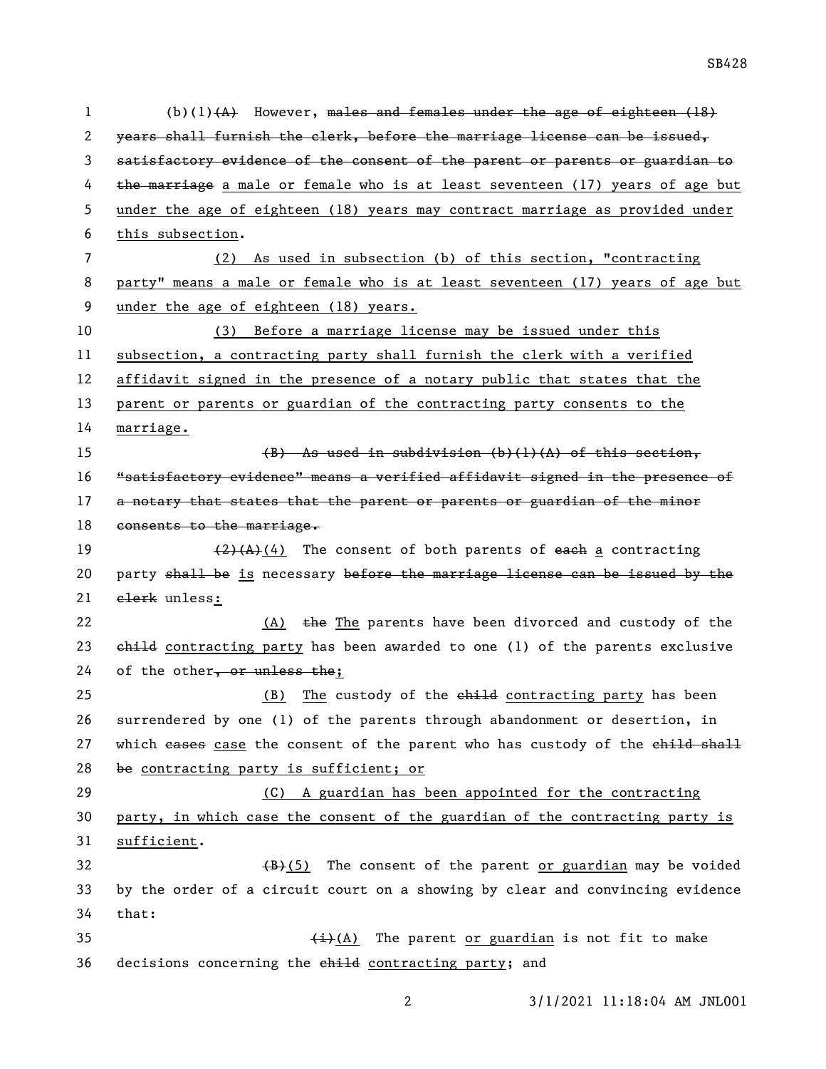(b)(1)~~(A)~~ However, ~~males and females under the age of eighteen (18) years shall furnish the clerk, before the marriage license can be issued, satisfactory evidence of the consent of the parent or parents or guardian to the marriage~~ <u>a male or female who is at least seventeen (17) years of age but under the age of eighteen (18) years may contract marriage as provided under this subsection</u>.

<u>(2) As used in subsection (b) of this section, "contracting party" means a male or female who is at least seventeen (17) years of age but under the age of eighteen (18) years.</u>

<u>(3) Before a marriage license may be issued under this subsection, a contracting party shall furnish the clerk with a verified affidavit signed in the presence of a notary public that states that the parent or parents or guardian of the contracting party consents to the marriage.</u>

~~(B) As used in subdivision (b)(1)(A) of this section, "satisfactory evidence" means a verified affidavit signed in the presence of a notary that states that the parent or parents or guardian of the minor consents to the marriage.~~

~~(2)(A)~~<u>(4)</u> The consent of both parents of ~~each~~ <u>a</u> contracting party ~~shall be~~ <u>is</u> necessary ~~before the marriage license can be issued by the clerk~~ unless<u>:</u>

<u>(A)</u> ~~the~~ <u>The</u> parents have been divorced and custody of the ~~child~~ <u>contracting party</u> has been awarded to one (1) of the parents exclusive of the other~~, or unless the~~<u>;</u>

<u>(B)</u> <u>The</u> custody of the ~~child~~ <u>contracting party</u> has been surrendered by one (1) of the parents through abandonment or desertion, in which ~~cases~~ <u>case</u> the consent of the parent who has custody of the ~~child shall be~~ <u>contracting party is sufficient; or</u>

<u>(C) A guardian has been appointed for the contracting party, in which case the consent of the guardian of the contracting party is sufficient</u>.

~~(B)~~<u>(5)</u> The consent of the parent <u>or guardian</u> may be voided by the order of a circuit court on a showing by clear and convincing evidence that:

~~(i)~~<u>(A)</u> The parent <u>or guardian</u> is not fit to make decisions concerning the ~~child~~ <u>contracting party</u>; and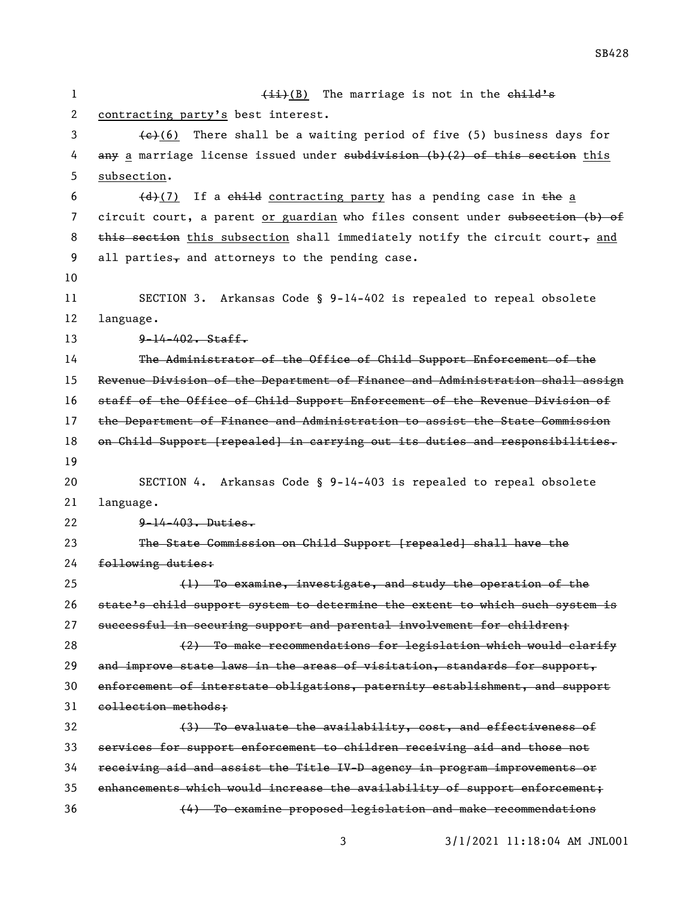(ii)(B) The marriage is not in the child's contracting party's best interest.

(c)(6) There shall be a waiting period of five (5) business days for any a marriage license issued under subdivision (b)(2) of this section this subsection.

(d)(7) If a child contracting party has a pending case in the a circuit court, a parent or guardian who files consent under subsection (b) of this section this subsection shall immediately notify the circuit court, and all parties, and attorneys to the pending case.

SECTION 3. Arkansas Code § 9-14-402 is repealed to repeal obsolete language.

~~9-14-402. Staff.~~

~~The Administrator of the Office of Child Support Enforcement of the Revenue Division of the Department of Finance and Administration shall assign staff of the Office of Child Support Enforcement of the Revenue Division of the Department of Finance and Administration to assist the State Commission on Child Support [repealed] in carrying out its duties and responsibilities.~~

SECTION 4. Arkansas Code § 9-14-403 is repealed to repeal obsolete language.

~~9-14-403. Duties.~~

~~The State Commission on Child Support [repealed] shall have the following duties:~~

~~(1) To examine, investigate, and study the operation of the state's child support system to determine the extent to which such system is successful in securing support and parental involvement for children;~~

~~(2) To make recommendations for legislation which would clarify and improve state laws in the areas of visitation, standards for support, enforcement of interstate obligations, paternity establishment, and support collection methods;~~

~~(3) To evaluate the availability, cost, and effectiveness of services for support enforcement to children receiving aid and those not receiving aid and assist the Title IV-D agency in program improvements or enhancements which would increase the availability of support enforcement;~~

~~(4) To examine proposed legislation and make recommendations~~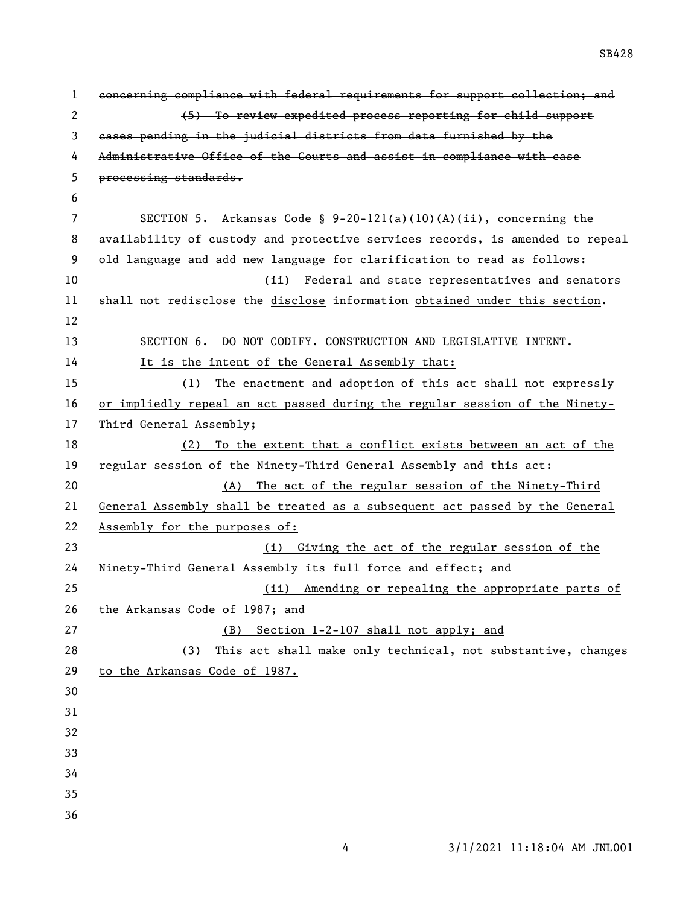~~concerning compliance with federal requirements for support collection; and~~

~~(5) To review expedited process reporting for child support cases pending in the judicial districts from data furnished by the Administrative Office of the Courts and assist in compliance with case processing standards.~~

SECTION 5. Arkansas Code § 9-20-121(a)(10)(A)(ii), concerning the availability of custody and protective services records, is amended to repeal old language and add new language for clarification to read as follows:

(ii) Federal and state representatives and senators shall not ~~redisclose the~~ <u>disclose</u> information <u>obtained under this section</u>.

SECTION 6. DO NOT CODIFY. CONSTRUCTION AND LEGISLATIVE INTENT.

<u>It is the intent of the General Assembly that:</u>

<u>(1) The enactment and adoption of this act shall not expressly or impliedly repeal an act passed during the regular session of the Ninety-Third General Assembly;</u>

<u>(2) To the extent that a conflict exists between an act of the regular session of the Ninety-Third General Assembly and this act:</u>

<u>(A) The act of the regular session of the Ninety-Third General Assembly shall be treated as a subsequent act passed by the General Assembly for the purposes of:</u>

<u>(i) Giving the act of the regular session of the Ninety-Third General Assembly its full force and effect; and</u>

<u>(ii) Amending or repealing the appropriate parts of the Arkansas Code of 1987; and</u>

<u>(B) Section 1-2-107 shall not apply; and</u>

<u>(3) This act shall make only technical, not substantive, changes to the Arkansas Code of 1987.</u>